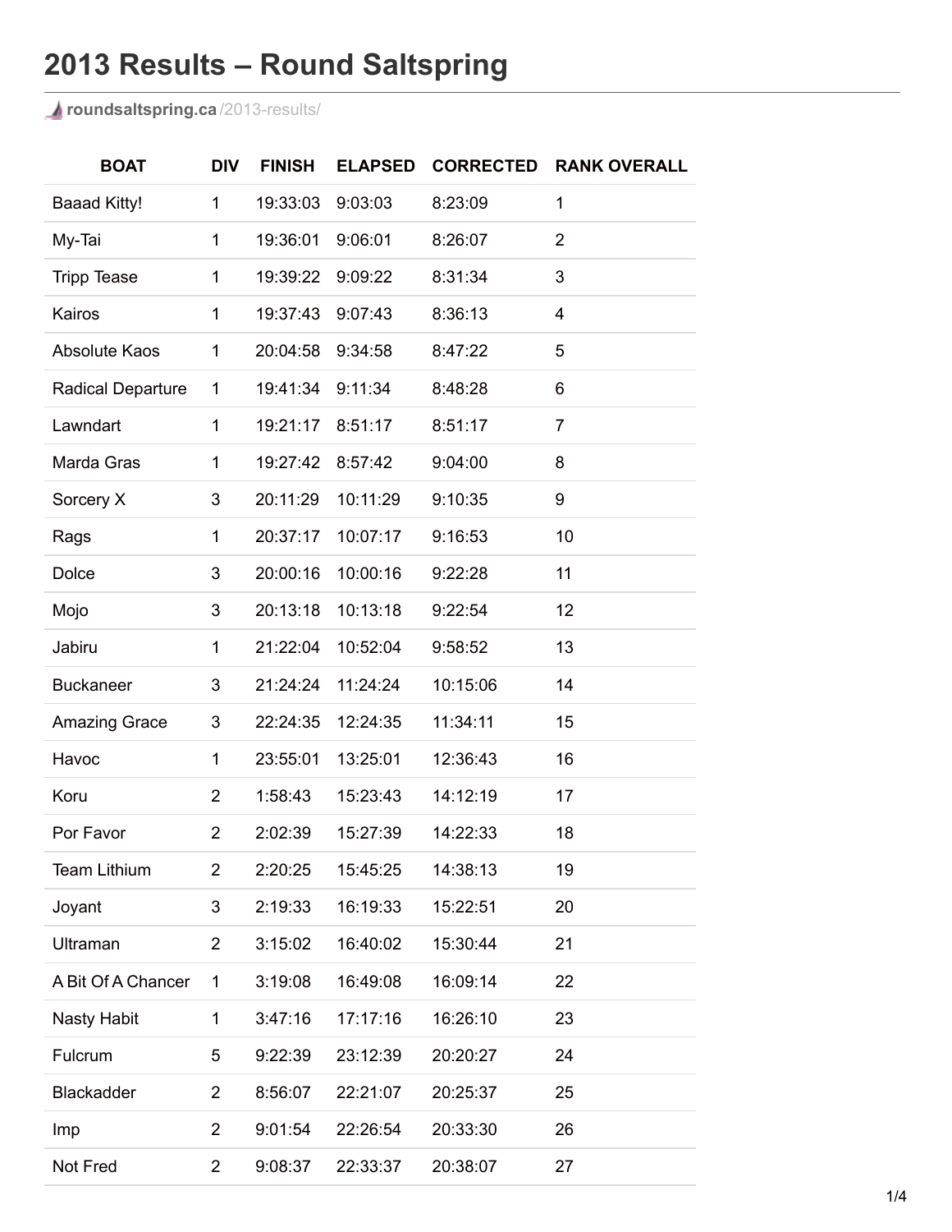# 2013 Results – Round Saltspring

roundsaltspring.ca/2013-results/

| BOAT | DIV | FINISH | ELAPSED | CORRECTED | RANK OVERALL |
|---|---|---|---|---|---|
| Baaad Kitty! | 1 | 19:33:03 | 9:03:03 | 8:23:09 | 1 |
| My-Tai | 1 | 19:36:01 | 9:06:01 | 8:26:07 | 2 |
| Tripp Tease | 1 | 19:39:22 | 9:09:22 | 8:31:34 | 3 |
| Kairos | 1 | 19:37:43 | 9:07:43 | 8:36:13 | 4 |
| Absolute Kaos | 1 | 20:04:58 | 9:34:58 | 8:47:22 | 5 |
| Radical Departure | 1 | 19:41:34 | 9:11:34 | 8:48:28 | 6 |
| Lawndart | 1 | 19:21:17 | 8:51:17 | 8:51:17 | 7 |
| Marda Gras | 1 | 19:27:42 | 8:57:42 | 9:04:00 | 8 |
| Sorcery X | 3 | 20:11:29 | 10:11:29 | 9:10:35 | 9 |
| Rags | 1 | 20:37:17 | 10:07:17 | 9:16:53 | 10 |
| Dolce | 3 | 20:00:16 | 10:00:16 | 9:22:28 | 11 |
| Mojo | 3 | 20:13:18 | 10:13:18 | 9:22:54 | 12 |
| Jabiru | 1 | 21:22:04 | 10:52:04 | 9:58:52 | 13 |
| Buckaneer | 3 | 21:24:24 | 11:24:24 | 10:15:06 | 14 |
| Amazing Grace | 3 | 22:24:35 | 12:24:35 | 11:34:11 | 15 |
| Havoc | 1 | 23:55:01 | 13:25:01 | 12:36:43 | 16 |
| Koru | 2 | 1:58:43 | 15:23:43 | 14:12:19 | 17 |
| Por Favor | 2 | 2:02:39 | 15:27:39 | 14:22:33 | 18 |
| Team Lithium | 2 | 2:20:25 | 15:45:25 | 14:38:13 | 19 |
| Joyant | 3 | 2:19:33 | 16:19:33 | 15:22:51 | 20 |
| Ultraman | 2 | 3:15:02 | 16:40:02 | 15:30:44 | 21 |
| A Bit Of A Chancer | 1 | 3:19:08 | 16:49:08 | 16:09:14 | 22 |
| Nasty Habit | 1 | 3:47:16 | 17:17:16 | 16:26:10 | 23 |
| Fulcrum | 5 | 9:22:39 | 23:12:39 | 20:20:27 | 24 |
| Blackadder | 2 | 8:56:07 | 22:21:07 | 20:25:37 | 25 |
| Imp | 2 | 9:01:54 | 22:26:54 | 20:33:30 | 26 |
| Not Fred | 2 | 9:08:37 | 22:33:37 | 20:38:07 | 27 |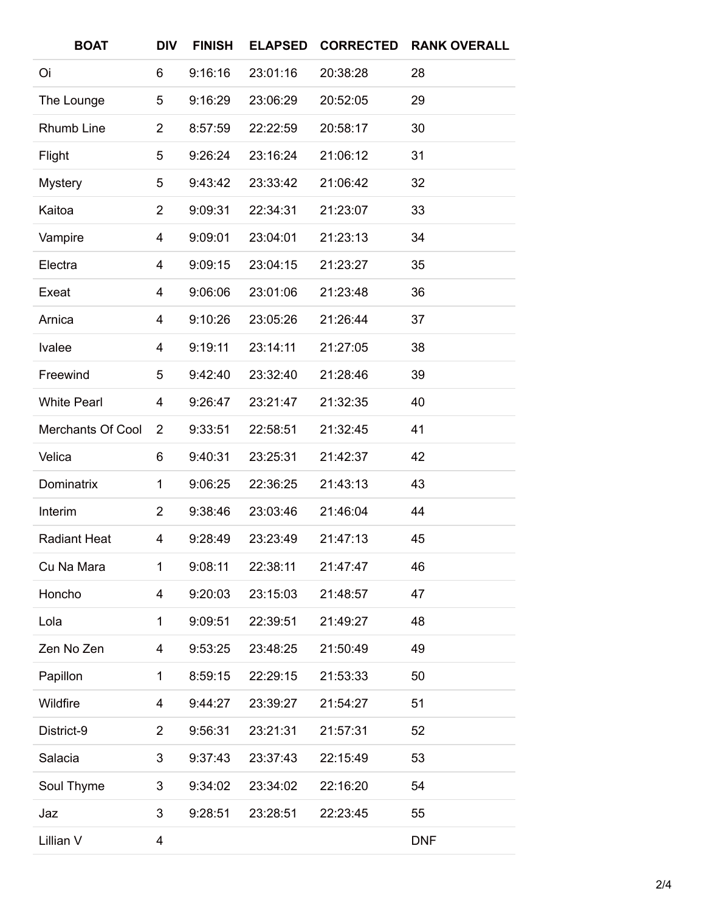| BOAT | DIV | FINISH | ELAPSED | CORRECTED | RANK OVERALL |
|---|---|---|---|---|---|
| Oi | 6 | 9:16:16 | 23:01:16 | 20:38:28 | 28 |
| The Lounge | 5 | 9:16:29 | 23:06:29 | 20:52:05 | 29 |
| Rhumb Line | 2 | 8:57:59 | 22:22:59 | 20:58:17 | 30 |
| Flight | 5 | 9:26:24 | 23:16:24 | 21:06:12 | 31 |
| Mystery | 5 | 9:43:42 | 23:33:42 | 21:06:42 | 32 |
| Kaitoa | 2 | 9:09:31 | 22:34:31 | 21:23:07 | 33 |
| Vampire | 4 | 9:09:01 | 23:04:01 | 21:23:13 | 34 |
| Electra | 4 | 9:09:15 | 23:04:15 | 21:23:27 | 35 |
| Exeat | 4 | 9:06:06 | 23:01:06 | 21:23:48 | 36 |
| Arnica | 4 | 9:10:26 | 23:05:26 | 21:26:44 | 37 |
| Ivalee | 4 | 9:19:11 | 23:14:11 | 21:27:05 | 38 |
| Freewind | 5 | 9:42:40 | 23:32:40 | 21:28:46 | 39 |
| White Pearl | 4 | 9:26:47 | 23:21:47 | 21:32:35 | 40 |
| Merchants Of Cool | 2 | 9:33:51 | 22:58:51 | 21:32:45 | 41 |
| Velica | 6 | 9:40:31 | 23:25:31 | 21:42:37 | 42 |
| Dominatrix | 1 | 9:06:25 | 22:36:25 | 21:43:13 | 43 |
| Interim | 2 | 9:38:46 | 23:03:46 | 21:46:04 | 44 |
| Radiant Heat | 4 | 9:28:49 | 23:23:49 | 21:47:13 | 45 |
| Cu Na Mara | 1 | 9:08:11 | 22:38:11 | 21:47:47 | 46 |
| Honcho | 4 | 9:20:03 | 23:15:03 | 21:48:57 | 47 |
| Lola | 1 | 9:09:51 | 22:39:51 | 21:49:27 | 48 |
| Zen No Zen | 4 | 9:53:25 | 23:48:25 | 21:50:49 | 49 |
| Papillon | 1 | 8:59:15 | 22:29:15 | 21:53:33 | 50 |
| Wildfire | 4 | 9:44:27 | 23:39:27 | 21:54:27 | 51 |
| District-9 | 2 | 9:56:31 | 23:21:31 | 21:57:31 | 52 |
| Salacia | 3 | 9:37:43 | 23:37:43 | 22:15:49 | 53 |
| Soul Thyme | 3 | 9:34:02 | 23:34:02 | 22:16:20 | 54 |
| Jaz | 3 | 9:28:51 | 23:28:51 | 22:23:45 | 55 |
| Lillian V | 4 | | | | DNF |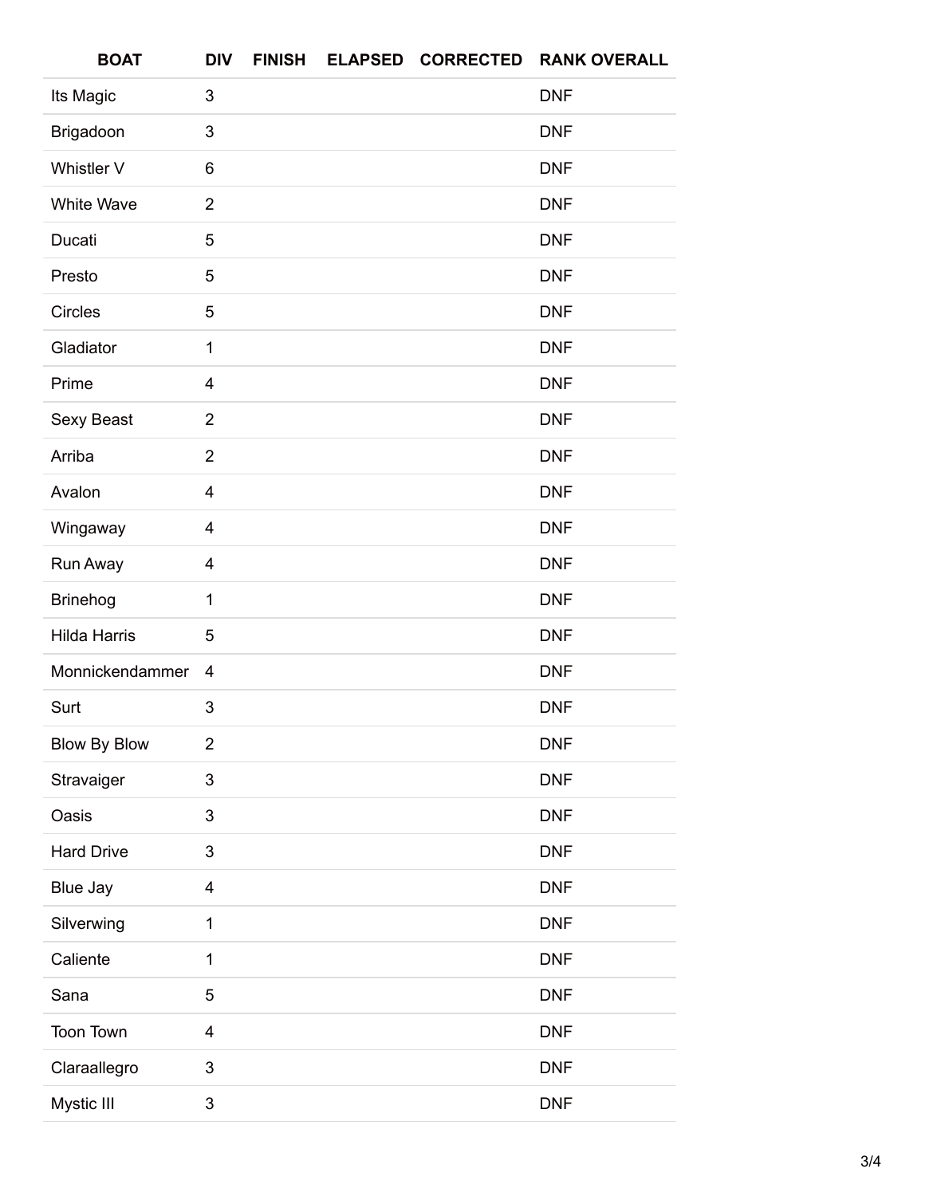| BOAT | DIV | FINISH | ELAPSED | CORRECTED | RANK OVERALL |
|---|---|---|---|---|---|
| Its Magic | 3 | | | | DNF |
| Brigadoon | 3 | | | | DNF |
| Whistler V | 6 | | | | DNF |
| White Wave | 2 | | | | DNF |
| Ducati | 5 | | | | DNF |
| Presto | 5 | | | | DNF |
| Circles | 5 | | | | DNF |
| Gladiator | 1 | | | | DNF |
| Prime | 4 | | | | DNF |
| Sexy Beast | 2 | | | | DNF |
| Arriba | 2 | | | | DNF |
| Avalon | 4 | | | | DNF |
| Wingaway | 4 | | | | DNF |
| Run Away | 4 | | | | DNF |
| Brinehog | 1 | | | | DNF |
| Hilda Harris | 5 | | | | DNF |
| Monnickendammer | 4 | | | | DNF |
| Surt | 3 | | | | DNF |
| Blow By Blow | 2 | | | | DNF |
| Stravaiger | 3 | | | | DNF |
| Oasis | 3 | | | | DNF |
| Hard Drive | 3 | | | | DNF |
| Blue Jay | 4 | | | | DNF |
| Silverwing | 1 | | | | DNF |
| Caliente | 1 | | | | DNF |
| Sana | 5 | | | | DNF |
| Toon Town | 4 | | | | DNF |
| Claraallegro | 3 | | | | DNF |
| Mystic III | 3 | | | | DNF |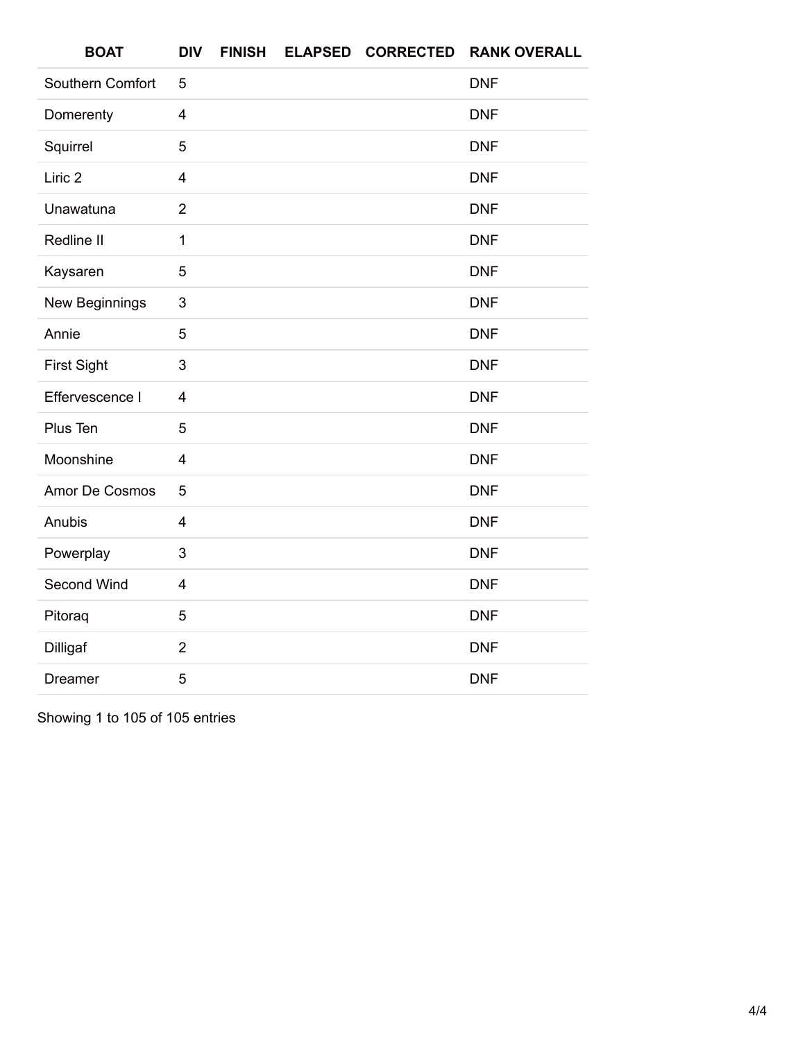| BOAT | DIV | FINISH | ELAPSED | CORRECTED | RANK OVERALL |
|---|---|---|---|---|---|
| Southern Comfort | 5 | | | | DNF |
| Domerenty | 4 | | | | DNF |
| Squirrel | 5 | | | | DNF |
| Liric 2 | 4 | | | | DNF |
| Unawatuna | 2 | | | | DNF |
| Redline II | 1 | | | | DNF |
| Kaysaren | 5 | | | | DNF |
| New Beginnings | 3 | | | | DNF |
| Annie | 5 | | | | DNF |
| First Sight | 3 | | | | DNF |
| Effervescence I | 4 | | | | DNF |
| Plus Ten | 5 | | | | DNF |
| Moonshine | 4 | | | | DNF |
| Amor De Cosmos | 5 | | | | DNF |
| Anubis | 4 | | | | DNF |
| Powerplay | 3 | | | | DNF |
| Second Wind | 4 | | | | DNF |
| Pitoraq | 5 | | | | DNF |
| Dilligaf | 2 | | | | DNF |
| Dreamer | 5 | | | | DNF |

Showing 1 to 105 of 105 entries